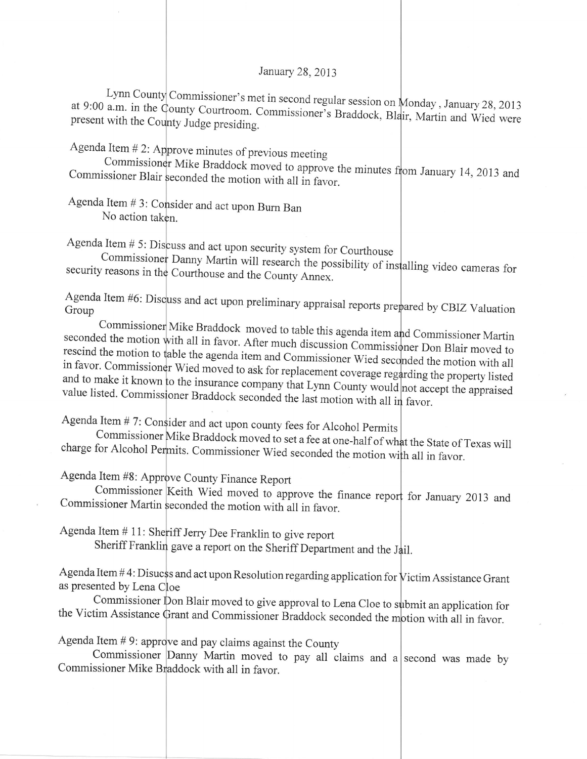January 28, 2013

Lynn County Commissioner's met in second regular session on Monday, January 28, 2013 at 9:00 a.m. in the County Courtroom. Commissioner's Braddock, Blair, Martin and Wied were present with the County Judge presiding.

Agenda Item # 2: Approve minutes of previous meeting

Commissioner Mike Braddock moved to approve the minutes from January 14, 2013 and Commissioner Blair seconded the motion with all in favor.

Agenda Item # 3: Consider and act upon Burn Ban

No action taken.

Agenda Item # 5: Discuss and act upon security system for Courthouse

Commissioner Danny Martin will research the possibility of installing video cameras for security reasons in the Courthouse and the County Annex.

Agenda Item #6: Discuss and act upon preliminary appraisal reports prepared by CBIZ Valuation Group

Commissioner Mike Braddock moved to table this agenda item and Commissioner Martin seconded the motion with all in favor. After much discussion Commissioner Don Blair moved to rescind the motion to table the agenda item and Commissioner Wied seconded the motion with all in favor. Commissioner Wied moved to ask for replacement coverage regarding the property listed and to make it known to the insurance company that Lynn County would not accept the appraised value listed. Commissioner Braddock seconded the last motion with all in favor.

Agenda Item # 7: Consider and act upon county fees for Alcohol Permits

Commissioner Mike Braddock moved to set a fee at one-half of what the State of Texas will charge for Alcohol Permits. Commissioner Wied seconded the motion with all in favor.

Agenda Item #8: Approve County Finance Report

Commissioner Keith Wied moved to approve the finance report for January 2013 and Commissioner Martin seconded the motion with all in favor.

Agenda Item # 11: Sheriff Jerry Dee Franklin to give report

Sheriff Franklin gave a report on the Sheriff Department and the Jail.

Agenda Item # 4: Disucss and act upon Resolution regarding application for Victim Assistance Grant as presented by Lena Cloe

Commissioner Don Blair moved to give approval to Lena Cloe to submit an application for the Victim Assistance Grant and Commissioner Braddock seconded the motion with all in favor.

Agenda Item # 9: approve and pay claims against the County

Commissioner Danny Martin moved to pay all claims and a second was made by Commissioner Mike Braddock with all in favor.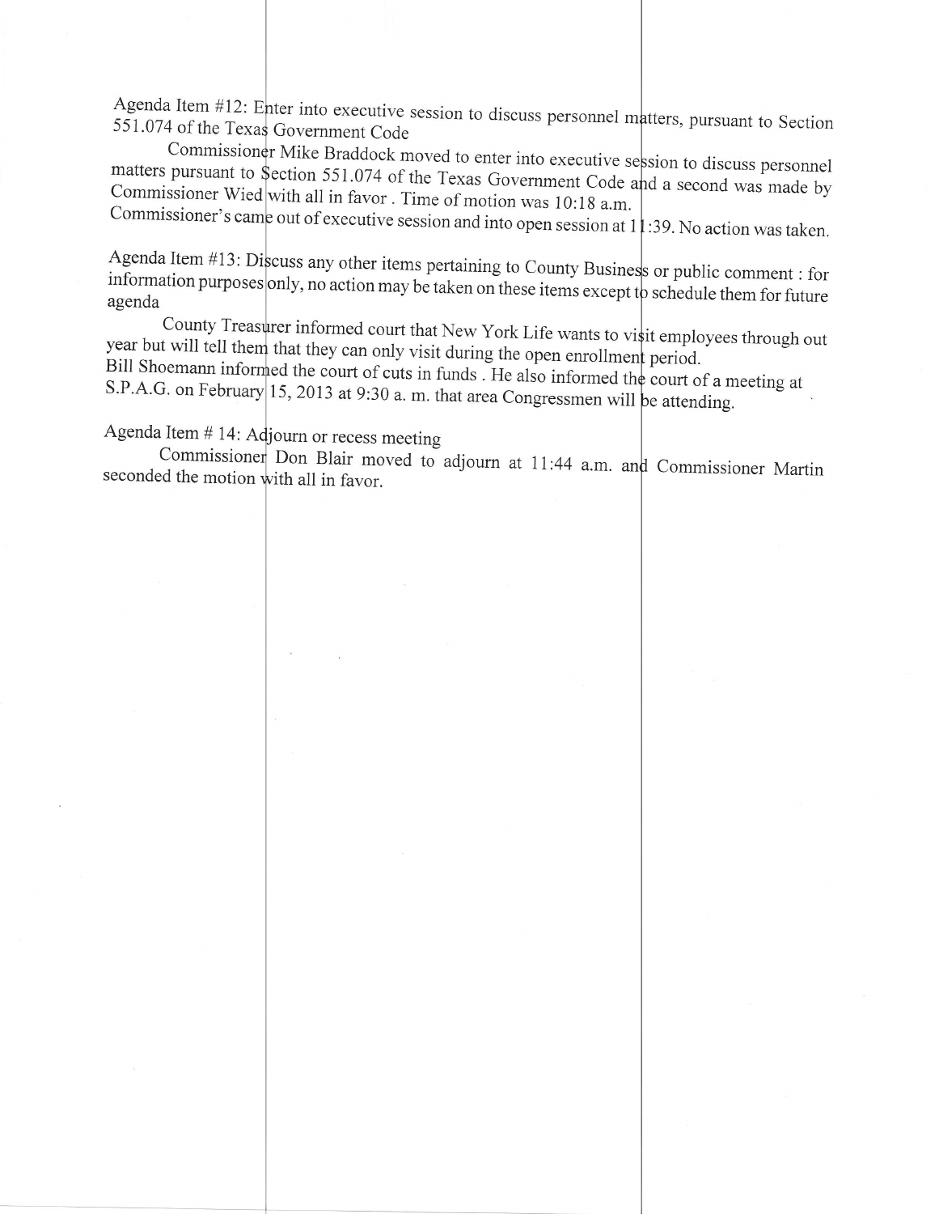Agenda Item #12: Enter into executive session to discuss personnel matters, pursuant to Section 551.074 of the Texas Government Code

Commissioner Mike Braddock moved to enter into executive session to discuss personnel matters pursuant to Section 551.074 of the Texas Government Code and a second was made by Commissioner Wied with all in favor . Time of motion was 10:18 a.m.
Commissioner's came out of executive session and into open session at 11:39. No action was taken.

Agenda Item #13: Discuss any other items pertaining to County Business or public comment : for information purposes only, no action may be taken on these items except to schedule them for future agenda

County Treasurer informed court that New York Life wants to visit employees through out year but will tell them that they can only visit during the open enrollment period.
Bill Shoemann informed the court of cuts in funds . He also informed the court of a meeting at S.P.A.G. on February 15, 2013 at 9:30 a. m. that area Congressmen will be attending.

Agenda Item # 14: Adjourn or recess meeting

Commissioner Don Blair moved to adjourn at 11:44 a.m. and Commissioner Martin seconded the motion with all in favor.